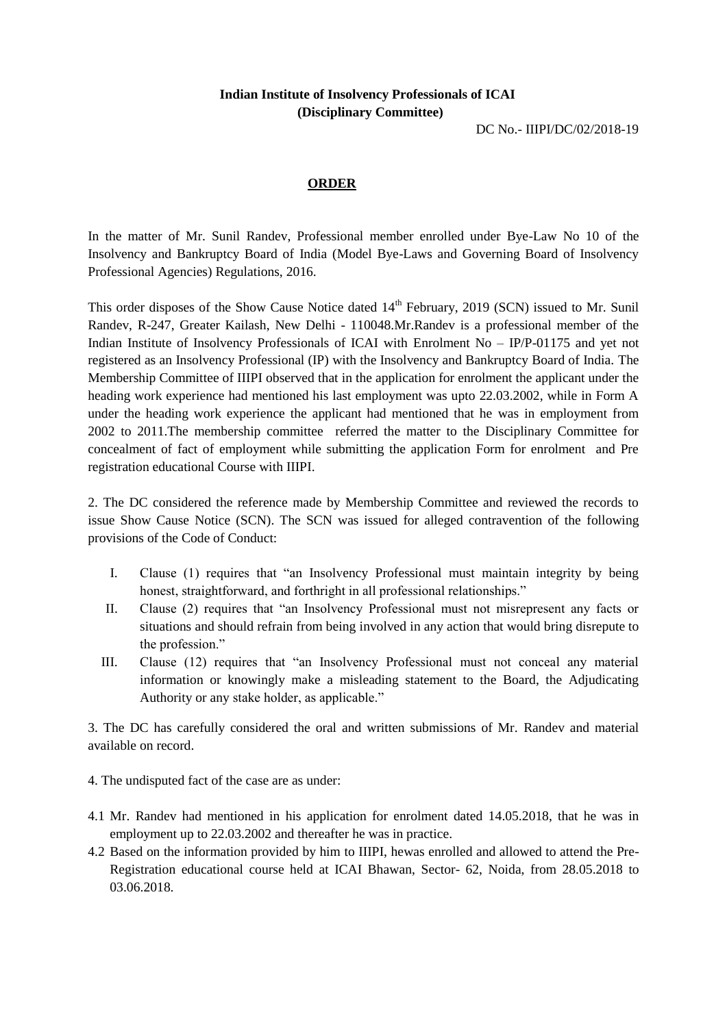**Indian Institute of Insolvency Professionals of ICAI**
**(Disciplinary Committee)**

DC No.- IIIPI/DC/02/2018-19

## ORDER

In the matter of Mr. Sunil Randev, Professional member enrolled under Bye-Law No 10 of the Insolvency and Bankruptcy Board of India (Model Bye-Laws and Governing Board of Insolvency Professional Agencies) Regulations, 2016.

This order disposes of the Show Cause Notice dated 14th February, 2019 (SCN) issued to Mr. Sunil Randev, R-247, Greater Kailash, New Delhi - 110048.Mr.Randev is a professional member of the Indian Institute of Insolvency Professionals of ICAI with Enrolment No – IP/P-01175 and yet not registered as an Insolvency Professional (IP) with the Insolvency and Bankruptcy Board of India. The Membership Committee of IIIPI observed that in the application for enrolment the applicant under the heading work experience had mentioned his last employment was upto 22.03.2002, while in Form A under the heading work experience the applicant had mentioned that he was in employment from 2002 to 2011.The membership committee referred the matter to the Disciplinary Committee for concealment of fact of employment while submitting the application Form for enrolment and Pre registration educational Course with IIIPI.

2. The DC considered the reference made by Membership Committee and reviewed the records to issue Show Cause Notice (SCN). The SCN was issued for alleged contravention of the following provisions of the Code of Conduct:

I. Clause (1) requires that "an Insolvency Professional must maintain integrity by being honest, straightforward, and forthright in all professional relationships."

II. Clause (2) requires that "an Insolvency Professional must not misrepresent any facts or situations and should refrain from being involved in any action that would bring disrepute to the profession."

III. Clause (12) requires that "an Insolvency Professional must not conceal any material information or knowingly make a misleading statement to the Board, the Adjudicating Authority or any stake holder, as applicable."

3. The DC has carefully considered the oral and written submissions of Mr. Randev and material available on record.

4. The undisputed fact of the case are as under:

4.1 Mr. Randev had mentioned in his application for enrolment dated 14.05.2018, that he was in employment up to 22.03.2002 and thereafter he was in practice.

4.2 Based on the information provided by him to IIIPI, hewas enrolled and allowed to attend the Pre-Registration educational course held at ICAI Bhawan, Sector- 62, Noida, from 28.05.2018 to 03.06.2018.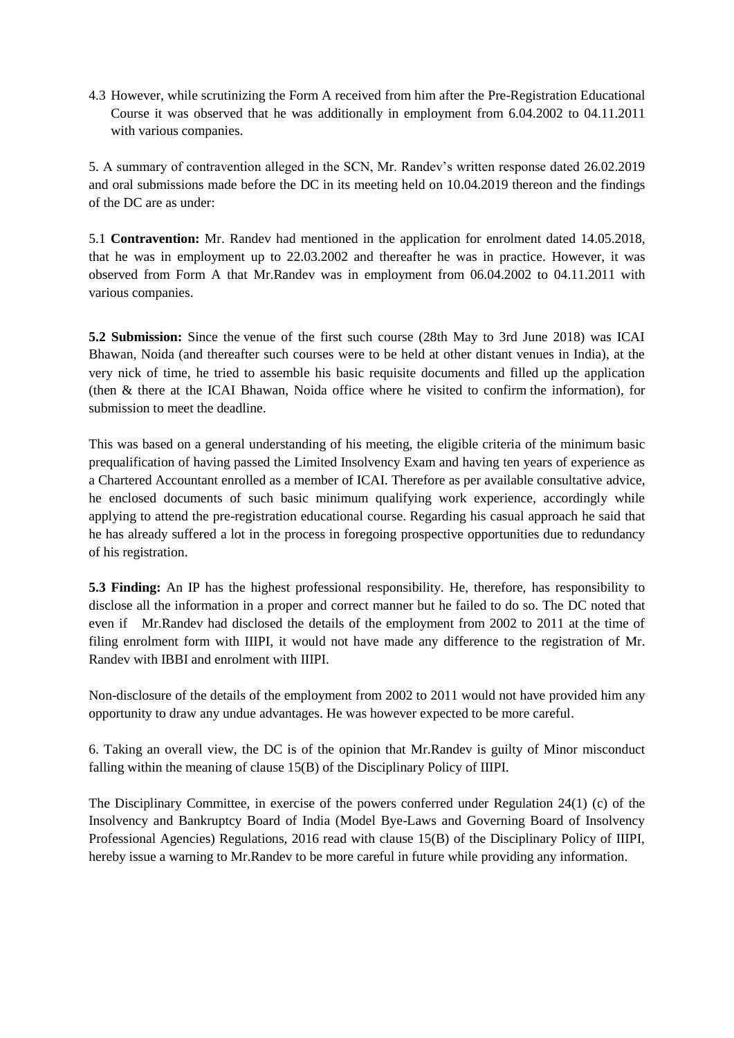4.3 However, while scrutinizing the Form A received from him after the Pre-Registration Educational Course it was observed that he was additionally in employment from 6.04.2002 to 04.11.2011 with various companies.

5. A summary of contravention alleged in the SCN, Mr. Randev's written response dated 26.02.2019 and oral submissions made before the DC in its meeting held on 10.04.2019 thereon and the findings of the DC are as under:

5.1 **Contravention:** Mr. Randev had mentioned in the application for enrolment dated 14.05.2018, that he was in employment up to 22.03.2002 and thereafter he was in practice. However, it was observed from Form A that Mr.Randev was in employment from 06.04.2002 to 04.11.2011 with various companies.

**5.2 Submission:** Since the venue of the first such course (28th May to 3rd June 2018) was ICAI Bhawan, Noida (and thereafter such courses were to be held at other distant venues in India), at the very nick of time, he tried to assemble his basic requisite documents and filled up the application (then & there at the ICAI Bhawan, Noida office where he visited to confirm the information), for submission to meet the deadline.

This was based on a general understanding of his meeting, the eligible criteria of the minimum basic prequalification of having passed the Limited Insolvency Exam and having ten years of experience as a Chartered Accountant enrolled as a member of ICAI. Therefore as per available consultative advice, he enclosed documents of such basic minimum qualifying work experience, accordingly while applying to attend the pre-registration educational course. Regarding his casual approach he said that he has already suffered a lot in the process in foregoing prospective opportunities due to redundancy of his registration.

**5.3 Finding:** An IP has the highest professional responsibility. He, therefore, has responsibility to disclose all the information in a proper and correct manner but he failed to do so. The DC noted that even if Mr.Randev had disclosed the details of the employment from 2002 to 2011 at the time of filing enrolment form with IIIPI, it would not have made any difference to the registration of Mr. Randev with IBBI and enrolment with IIIPI.

Non-disclosure of the details of the employment from 2002 to 2011 would not have provided him any opportunity to draw any undue advantages. He was however expected to be more careful.

6. Taking an overall view, the DC is of the opinion that Mr.Randev is guilty of Minor misconduct falling within the meaning of clause 15(B) of the Disciplinary Policy of IIIPI.

The Disciplinary Committee, in exercise of the powers conferred under Regulation 24(1) (c) of the Insolvency and Bankruptcy Board of India (Model Bye-Laws and Governing Board of Insolvency Professional Agencies) Regulations, 2016 read with clause 15(B) of the Disciplinary Policy of IIIPI, hereby issue a warning to Mr.Randev to be more careful in future while providing any information.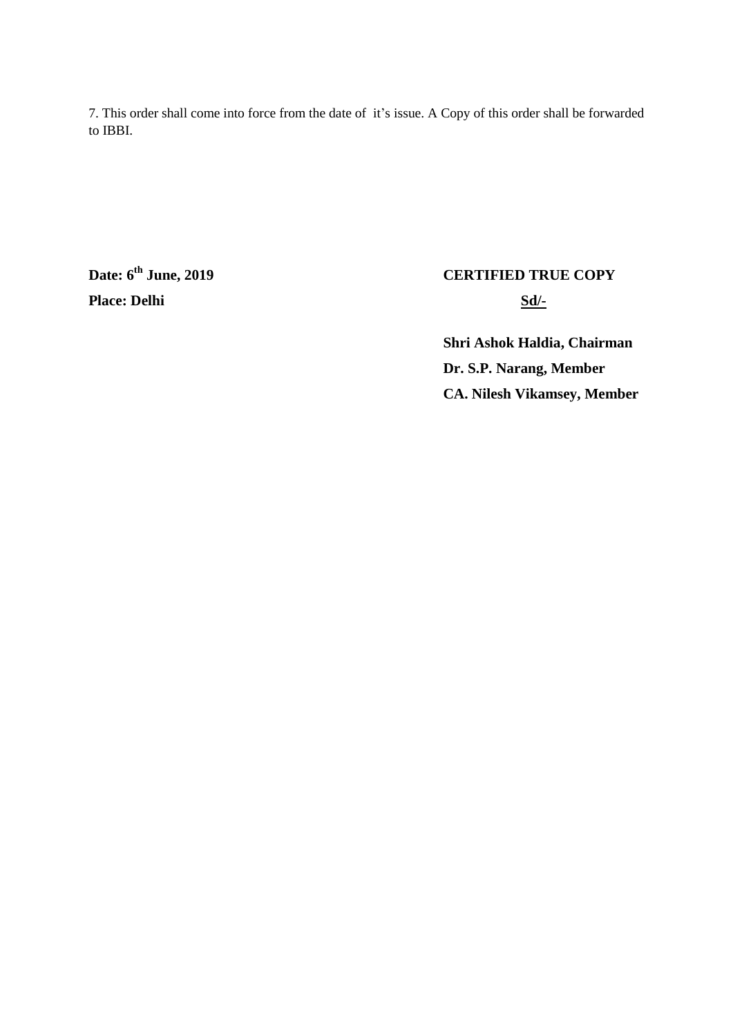7. This order shall come into force from the date of it's issue. A Copy of this order shall be forwarded to IBBI.

**Date: 6th June, 2019**

**Place: Delhi**

**CERTIFIED TRUE COPY**

**Sd/-**

**Shri Ashok Haldia, Chairman**

**Dr. S.P. Narang, Member**

**CA. Nilesh Vikamsey, Member**